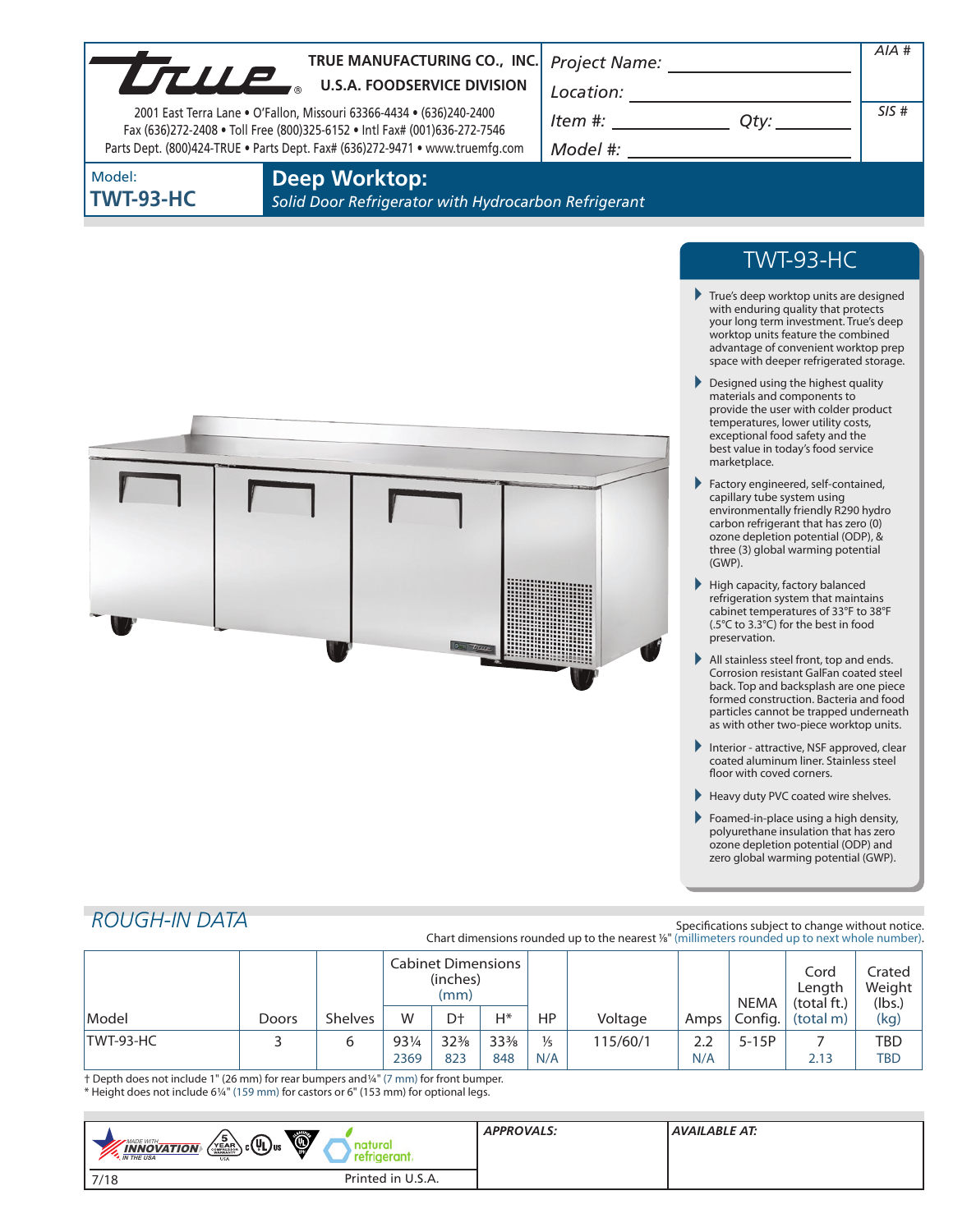TRUE MANUFACTURING CO., INC.
U.S.A. FOODSERVICE DIVISION

2001 East Terra Lane • O'Fallon, Missouri 63366-4434 • (636)240-2400
Fax (636)272-2408 • Toll Free (800)325-6152 • Intl Fax# (001)636-272-7546
Parts Dept. (800)424-TRUE • Parts Dept. Fax# (636)272-9471 • www.truemfg.com

Project Name: ______________________

Location: ______________________

Item #: ______________ Qty: __________

Model #: ______________________

AIA #

SIS #

Model:
**TWT-93-HC**

# Deep Worktop:

*Solid Door Refrigerator with Hydrocarbon Refrigerant*

## TWT-93-HC

- True's deep worktop units are designed with enduring quality that protects your long term investment. True's deep worktop units feature the combined advantage of convenient worktop prep space with deeper refrigerated storage.
- Designed using the highest quality materials and components to provide the user with colder product temperatures, lower utility costs, exceptional food safety and the best value in today's food service marketplace.
- Factory engineered, self-contained, capillary tube system using environmentally friendly R290 hydro carbon refrigerant that has zero (0) ozone depletion potential (ODP), & three (3) global warming potential (GWP).
- High capacity, factory balanced refrigeration system that maintains cabinet temperatures of 33°F to 38°F (.5°C to 3.3°C) for the best in food preservation.
- All stainless steel front, top and ends. Corrosion resistant GalFan coated steel back. Top and backsplash are one piece formed construction. Bacteria and food particles cannot be trapped underneath as with other two-piece worktop units.
- Interior - attractive, NSF approved, clear coated aluminum liner. Stainless steel floor with coved corners.
- Heavy duty PVC coated wire shelves.
- Foamed-in-place using a high density, polyurethane insulation that has zero ozone depletion potential (ODP) and zero global warming potential (GWP).

## *ROUGH-IN DATA*

Specifications subject to change without notice.
Chart dimensions rounded up to the nearest ⅛" (millimeters rounded up to next whole number).

| Model | Doors | Shelves | Cabinet Dimensions (inches) (mm) | | | HP | Voltage | Amps | NEMA Config. | Cord Length (total ft.) (total m) | Crated Weight (lbs.) (kg) |
|---|---|---|---|---|---|---|---|---|---|---|---|
| | | | W | D† | H* | | | | | | |
| TWT-93-HC | 3 | 6 | 93¼<br>2369 | 32⅜<br>823 | 33⅜<br>848 | ⅓<br>N/A | 115/60/1 | 2.2<br>N/A | 5-15P | 7<br>2.13 | TBD<br>TBD |

† Depth does not include 1" (26 mm) for rear bumpers and ¼" (7 mm) for front bumper.
* Height does not include 6¼" (159 mm) for castors or 6" (153 mm) for optional legs.

MADE WITH INNOVATION IN THE USA | 5 YEAR COMPRESSOR WARRANTY | c UL us | natural refrigerant.

APPROVALS:

AVAILABLE AT:

7/18 Printed in U.S.A.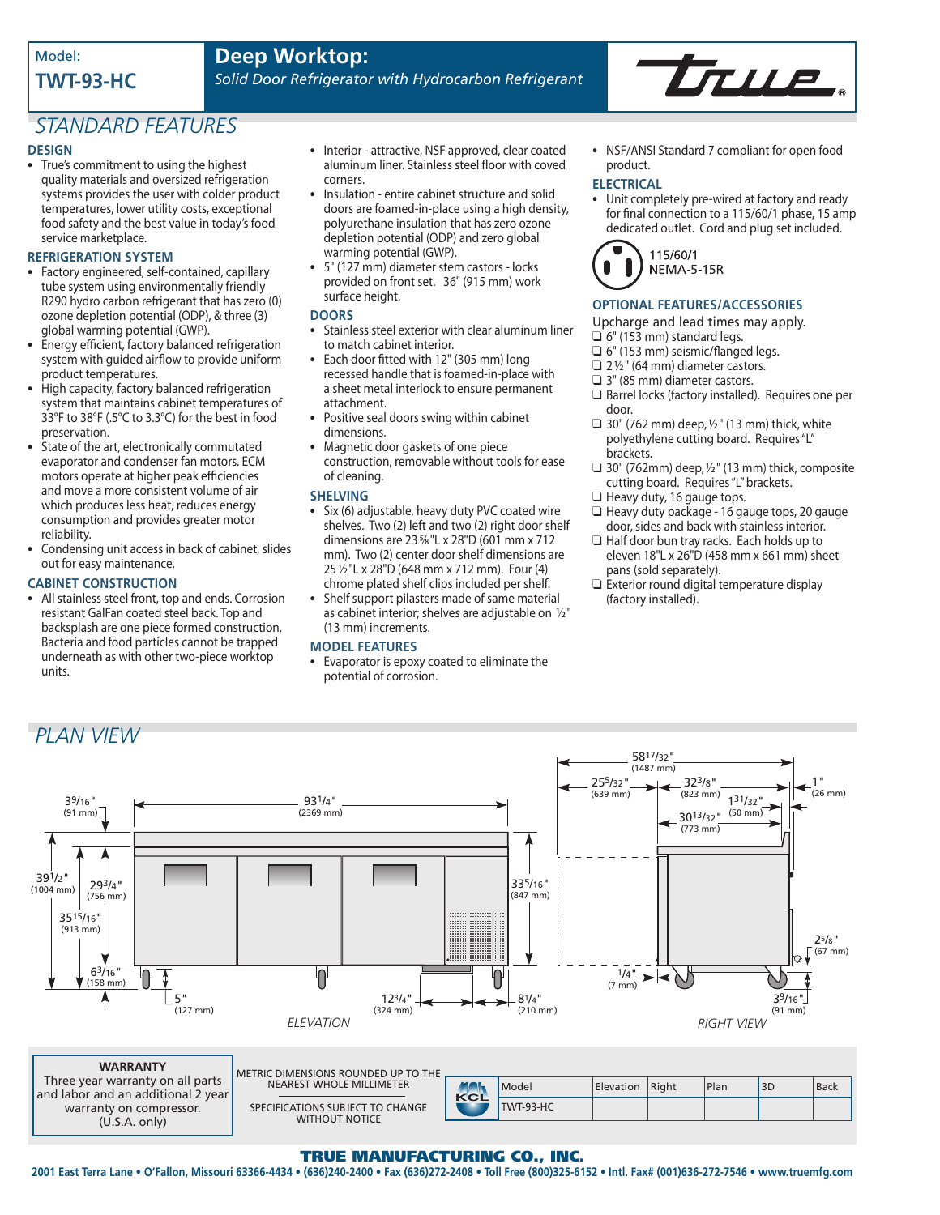Model:
**TWT-93-HC**

# Deep Worktop:

*Solid Door Refrigerator with Hydrocarbon Refrigerant*

## STANDARD FEATURES

### DESIGN

- True's commitment to using the highest quality materials and oversized refrigeration systems provides the user with colder product temperatures, lower utility costs, exceptional food safety and the best value in today's food service marketplace.

### REFRIGERATION SYSTEM

- Factory engineered, self-contained, capillary tube system using environmentally friendly R290 hydro carbon refrigerant that has zero (0) ozone depletion potential (ODP), & three (3) global warming potential (GWP).
- Energy efficient, factory balanced refrigeration system with guided airflow to provide uniform product temperatures.
- High capacity, factory balanced refrigeration system that maintains cabinet temperatures of 33°F to 38°F (.5°C to 3.3°C) for the best in food preservation.
- State of the art, electronically commutated evaporator and condenser fan motors. ECM motors operate at higher peak efficiencies and move a more consistent volume of air which produces less heat, reduces energy consumption and provides greater motor reliability.
- Condensing unit access in back of cabinet, slides out for easy maintenance.

### CABINET CONSTRUCTION

- All stainless steel front, top and ends. Corrosion resistant GalFan coated steel back. Top and backsplash are one piece formed construction. Bacteria and food particles cannot be trapped underneath as with other two-piece worktop units.
- Interior - attractive, NSF approved, clear coated aluminum liner. Stainless steel floor with coved corners.
- Insulation - entire cabinet structure and solid doors are foamed-in-place using a high density, polyurethane insulation that has zero ozone depletion potential (ODP) and zero global warming potential (GWP).
- 5" (127 mm) diameter stem castors - locks provided on front set. 36" (915 mm) work surface height.

### DOORS

- Stainless steel exterior with clear aluminum liner to match cabinet interior.
- Each door fitted with 12" (305 mm) long recessed handle that is foamed-in-place with a sheet metal interlock to ensure permanent attachment.
- Positive seal doors swing within cabinet dimensions.
- Magnetic door gaskets of one piece construction, removable without tools for ease of cleaning.

### SHELVING

- Six (6) adjustable, heavy duty PVC coated wire shelves. Two (2) left and two (2) right door shelf dimensions are 23⅝"L x 28"D (601 mm x 712 mm). Two (2) center door shelf dimensions are 25½"L x 28"D (648 mm x 712 mm). Four (4) chrome plated shelf clips included per shelf.
- Shelf support pilasters made of same material as cabinet interior; shelves are adjustable on ½" (13 mm) increments.

### MODEL FEATURES

- Evaporator is epoxy coated to eliminate the potential of corrosion.
- NSF/ANSI Standard 7 compliant for open food product.

### ELECTRICAL

- Unit completely pre-wired at factory and ready for final connection to a 115/60/1 phase, 15 amp dedicated outlet. Cord and plug set included.

115/60/1
NEMA-5-15R

### OPTIONAL FEATURES/ACCESSORIES

Upcharge and lead times may apply.

- ❑ 6" (153 mm) standard legs.
- ❑ 6" (153 mm) seismic/flanged legs.
- ❑ 2½" (64 mm) diameter castors.
- ❑ 3" (85 mm) diameter castors.
- ❑ Barrel locks (factory installed). Requires one per door.
- ❑ 30" (762 mm) deep, ½" (13 mm) thick, white polyethylene cutting board. Requires "L" brackets.
- ❑ 30" (762mm) deep, ½" (13 mm) thick, composite cutting board. Requires "L" brackets.
- ❑ Heavy duty, 16 gauge tops.
- ❑ Heavy duty package - 16 gauge tops, 20 gauge door, sides and back with stainless interior.
- ❑ Half door bun tray racks. Each holds up to eleven 18"L x 26"D (458 mm x 661 mm) sheet pans (sold separately).
- ❑ Exterior round digital temperature display (factory installed).

## PLAN VIEW

3 9/16" (91 mm)
93 1/4" (2369 mm)
39 1/2" (1004 mm)
29 3/4" (756 mm)
35 15/16" (913 mm)
6 3/16" (158 mm)
5" (127 mm)
12 3/4" (324 mm)
8 1/4" (210 mm)
33 5/16" (847 mm)

ELEVATION

58 17/32" (1487 mm)
25 5/32" (639 mm)
32 3/8" (823 mm)
1" (26 mm)
1 31/32" (50 mm)
30 13/32" (773 mm)
2 5/8" (67 mm)
1/4" (7 mm)
3 9/16" (91 mm)

RIGHT VIEW

**WARRANTY**
Three year warranty on all parts and labor and an additional 2 year warranty on compressor.
(U.S.A. only)

METRIC DIMENSIONS ROUNDED UP TO THE NEAREST WHOLE MILLIMETER

SPECIFICATIONS SUBJECT TO CHANGE WITHOUT NOTICE

| Model | Elevation | Right | Plan | 3D | Back |
|---|---|---|---|---|---|
| TWT-93-HC | | | | | |

**TRUE MANUFACTURING CO., INC.**

2001 East Terra Lane • O'Fallon, Missouri 63366-4434 • (636)240-2400 • Fax (636)272-2408 • Toll Free (800)325-6152 • Intl. Fax# (001)636-272-7546 • www.truemfg.com